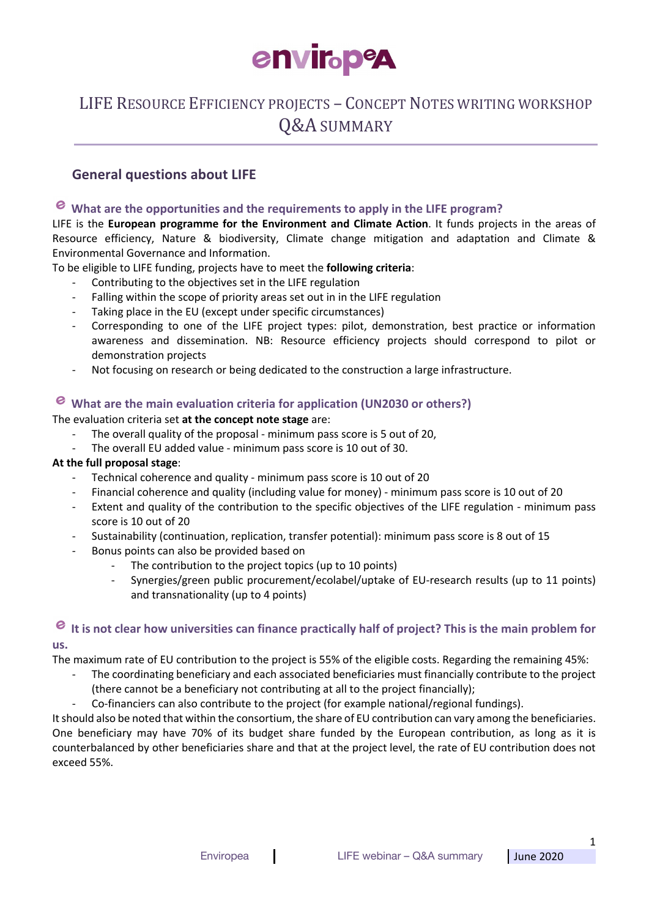# envir​opeA

# LIFE RESOURCE EFFICIENCY PROJECTS – CONCEPT NOTES WRITING WORKSHOP Q&A SUMMARY

## General questions about LIFE

### What are the opportunities and the requirements to apply in the LIFE program?

LIFE is the **European programme for the Environment and Climate Action**. It funds projects in the areas of Resource efficiency, Nature & biodiversity, Climate change mitigation and adaptation and Climate & Environmental Governance and Information.

To be eligible to LIFE funding, projects have to meet the **following criteria**:

- Contributing to the objectives set in the LIFE regulation
- Falling within the scope of priority areas set out in in the LIFE regulation
- Taking place in the EU (except under specific circumstances)
- Corresponding to one of the LIFE project types: pilot, demonstration, best practice or information awareness and dissemination. NB: Resource efficiency projects should correspond to pilot or demonstration projects
- Not focusing on research or being dedicated to the construction a large infrastructure.

### What are the main evaluation criteria for application (UN2030 or others?)

The evaluation criteria set **at the concept note stage** are:

- The overall quality of the proposal - minimum pass score is 5 out of 20,
- The overall EU added value - minimum pass score is 10 out of 30.

**At the full proposal stage**:

- Technical coherence and quality - minimum pass score is 10 out of 20
- Financial coherence and quality (including value for money) - minimum pass score is 10 out of 20
- Extent and quality of the contribution to the specific objectives of the LIFE regulation - minimum pass score is 10 out of 20
- Sustainability (continuation, replication, transfer potential): minimum pass score is 8 out of 15
- Bonus points can also be provided based on
  - The contribution to the project topics (up to 10 points)
  - Synergies/green public procurement/ecolabel/uptake of EU-research results (up to 11 points) and transnationality (up to 4 points)

### It is not clear how universities can finance practically half of project? This is the main problem for us.

The maximum rate of EU contribution to the project is 55% of the eligible costs. Regarding the remaining 45%:

- The coordinating beneficiary and each associated beneficiaries must financially contribute to the project (there cannot be a beneficiary not contributing at all to the project financially);
- Co-financiers can also contribute to the project (for example national/regional fundings).

It should also be noted that within the consortium, the share of EU contribution can vary among the beneficiaries. One beneficiary may have 70% of its budget share funded by the European contribution, as long as it is counterbalanced by other beneficiaries share and that at the project level, the rate of EU contribution does not exceed 55%.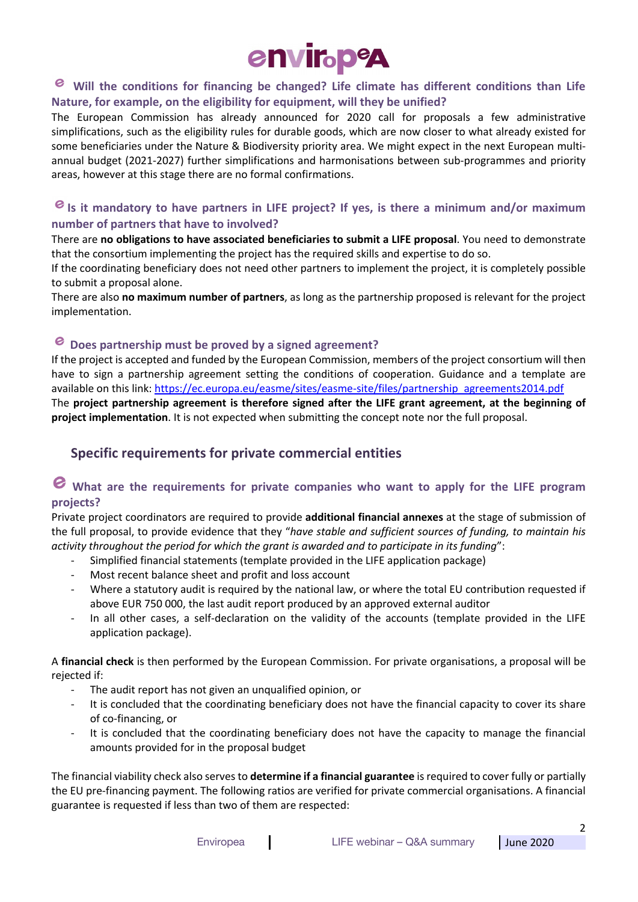### Will the conditions for financing be changed? Life climate has different conditions than Life Nature, for example, on the eligibility for equipment, will they be unified?

The European Commission has already announced for 2020 call for proposals a few administrative simplifications, such as the eligibility rules for durable goods, which are now closer to what already existed for some beneficiaries under the Nature & Biodiversity priority area. We might expect in the next European multi-annual budget (2021-2027) further simplifications and harmonisations between sub-programmes and priority areas, however at this stage there are no formal confirmations.

### Is it mandatory to have partners in LIFE project? If yes, is there a minimum and/or maximum number of partners that have to involved?

There are **no obligations to have associated beneficiaries to submit a LIFE proposal**. You need to demonstrate that the consortium implementing the project has the required skills and expertise to do so.

If the coordinating beneficiary does not need other partners to implement the project, it is completely possible to submit a proposal alone.

There are also **no maximum number of partners**, as long as the partnership proposed is relevant for the project implementation.

### Does partnership must be proved by a signed agreement?

If the project is accepted and funded by the European Commission, members of the project consortium will then have to sign a partnership agreement setting the conditions of cooperation. Guidance and a template are available on this link: https://ec.europa.eu/easme/sites/easme-site/files/partnership_agreements2014.pdf

The **project partnership agreement is therefore signed after the LIFE grant agreement, at the beginning of project implementation**. It is not expected when submitting the concept note nor the full proposal.

## Specific requirements for private commercial entities

### What are the requirements for private companies who want to apply for the LIFE program projects?

Private project coordinators are required to provide **additional financial annexes** at the stage of submission of the full proposal, to provide evidence that they "*have stable and sufficient sources of funding, to maintain his activity throughout the period for which the grant is awarded and to participate in its funding*":

- Simplified financial statements (template provided in the LIFE application package)
- Most recent balance sheet and profit and loss account
- Where a statutory audit is required by the national law, or where the total EU contribution requested if above EUR 750 000, the last audit report produced by an approved external auditor
- In all other cases, a self-declaration on the validity of the accounts (template provided in the LIFE application package).

A **financial check** is then performed by the European Commission. For private organisations, a proposal will be rejected if:

- The audit report has not given an unqualified opinion, or
- It is concluded that the coordinating beneficiary does not have the financial capacity to cover its share of co-financing, or
- It is concluded that the coordinating beneficiary does not have the capacity to manage the financial amounts provided for in the proposal budget

The financial viability check also serves to **determine if a financial guarantee** is required to cover fully or partially the EU pre-financing payment. The following ratios are verified for private commercial organisations. A financial guarantee is requested if less than two of them are respected: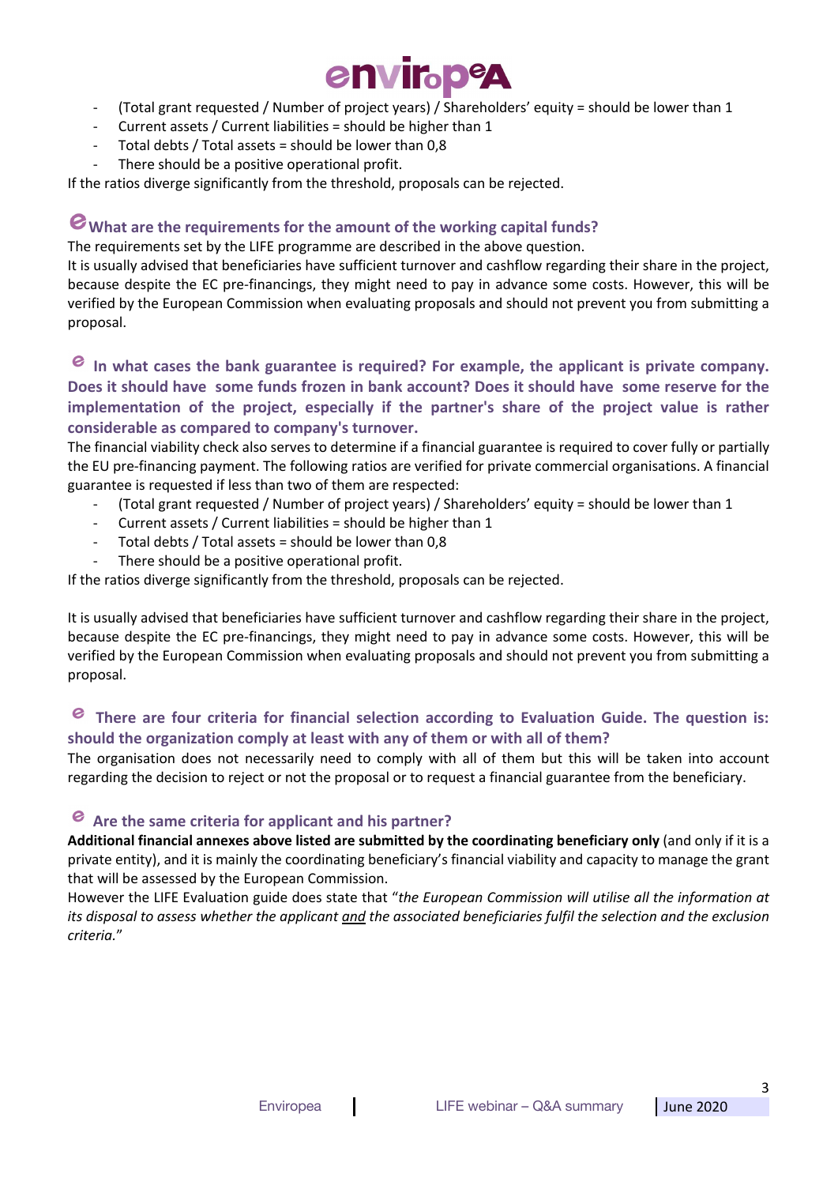- (Total grant requested / Number of project years) / Shareholders' equity = should be lower than 1
- Current assets / Current liabilities = should be higher than 1
- Total debts / Total assets = should be lower than 0,8
- There should be a positive operational profit.

If the ratios diverge significantly from the threshold, proposals can be rejected.

### What are the requirements for the amount of the working capital funds?

The requirements set by the LIFE programme are described in the above question.

It is usually advised that beneficiaries have sufficient turnover and cashflow regarding their share in the project, because despite the EC pre-financings, they might need to pay in advance some costs. However, this will be verified by the European Commission when evaluating proposals and should not prevent you from submitting a proposal.

### In what cases the bank guarantee is required? For example, the applicant is private company. Does it should have some funds frozen in bank account? Does it should have some reserve for the implementation of the project, especially if the partner's share of the project value is rather considerable as compared to company's turnover.

The financial viability check also serves to determine if a financial guarantee is required to cover fully or partially the EU pre-financing payment. The following ratios are verified for private commercial organisations. A financial guarantee is requested if less than two of them are respected:

- (Total grant requested / Number of project years) / Shareholders' equity = should be lower than 1
- Current assets / Current liabilities = should be higher than 1
- Total debts / Total assets = should be lower than 0,8
- There should be a positive operational profit.

If the ratios diverge significantly from the threshold, proposals can be rejected.

It is usually advised that beneficiaries have sufficient turnover and cashflow regarding their share in the project, because despite the EC pre-financings, they might need to pay in advance some costs. However, this will be verified by the European Commission when evaluating proposals and should not prevent you from submitting a proposal.

### There are four criteria for financial selection according to Evaluation Guide. The question is: should the organization comply at least with any of them or with all of them?

The organisation does not necessarily need to comply with all of them but this will be taken into account regarding the decision to reject or not the proposal or to request a financial guarantee from the beneficiary.

### Are the same criteria for applicant and his partner?

**Additional financial annexes above listed are submitted by the coordinating beneficiary only** (and only if it is a private entity), and it is mainly the coordinating beneficiary's financial viability and capacity to manage the grant that will be assessed by the European Commission.

However the LIFE Evaluation guide does state that "*the European Commission will utilise all the information at its disposal to assess whether the applicant and the associated beneficiaries fulfil the selection and the exclusion criteria.*"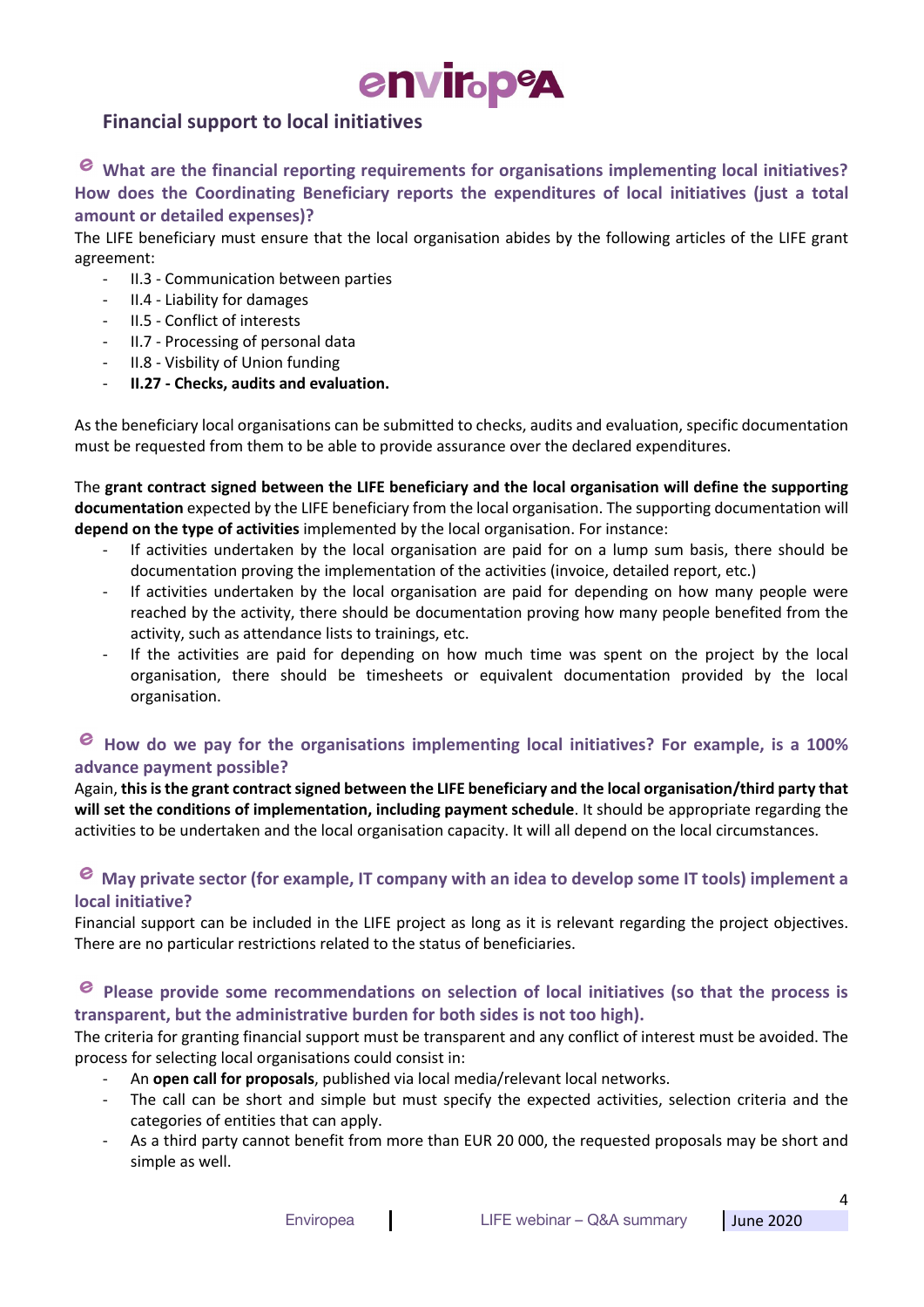## Financial support to local initiatives

### What are the financial reporting requirements for organisations implementing local initiatives? How does the Coordinating Beneficiary reports the expenditures of local initiatives (just a total amount or detailed expenses)?

The LIFE beneficiary must ensure that the local organisation abides by the following articles of the LIFE grant agreement:

- II.3 - Communication between parties
- II.4 - Liability for damages
- II.5 - Conflict of interests
- II.7 - Processing of personal data
- II.8 - Visbility of Union funding
- **II.27 - Checks, audits and evaluation.**

As the beneficiary local organisations can be submitted to checks, audits and evaluation, specific documentation must be requested from them to be able to provide assurance over the declared expenditures.

The **grant contract signed between the LIFE beneficiary and the local organisation will define the supporting documentation** expected by the LIFE beneficiary from the local organisation. The supporting documentation will **depend on the type of activities** implemented by the local organisation. For instance:

- If activities undertaken by the local organisation are paid for on a lump sum basis, there should be documentation proving the implementation of the activities (invoice, detailed report, etc.)
- If activities undertaken by the local organisation are paid for depending on how many people were reached by the activity, there should be documentation proving how many people benefited from the activity, such as attendance lists to trainings, etc.
- If the activities are paid for depending on how much time was spent on the project by the local organisation, there should be timesheets or equivalent documentation provided by the local organisation.

### How do we pay for the organisations implementing local initiatives? For example, is a 100% advance payment possible?

Again, **this is the grant contract signed between the LIFE beneficiary and the local organisation/third party that will set the conditions of implementation, including payment schedule**. It should be appropriate regarding the activities to be undertaken and the local organisation capacity. It will all depend on the local circumstances.

### May private sector (for example, IT company with an idea to develop some IT tools) implement a local initiative?

Financial support can be included in the LIFE project as long as it is relevant regarding the project objectives. There are no particular restrictions related to the status of beneficiaries.

### Please provide some recommendations on selection of local initiatives (so that the process is transparent, but the administrative burden for both sides is not too high).

The criteria for granting financial support must be transparent and any conflict of interest must be avoided. The process for selecting local organisations could consist in:

- An **open call for proposals**, published via local media/relevant local networks.
- The call can be short and simple but must specify the expected activities, selection criteria and the categories of entities that can apply.
- As a third party cannot benefit from more than EUR 20 000, the requested proposals may be short and simple as well.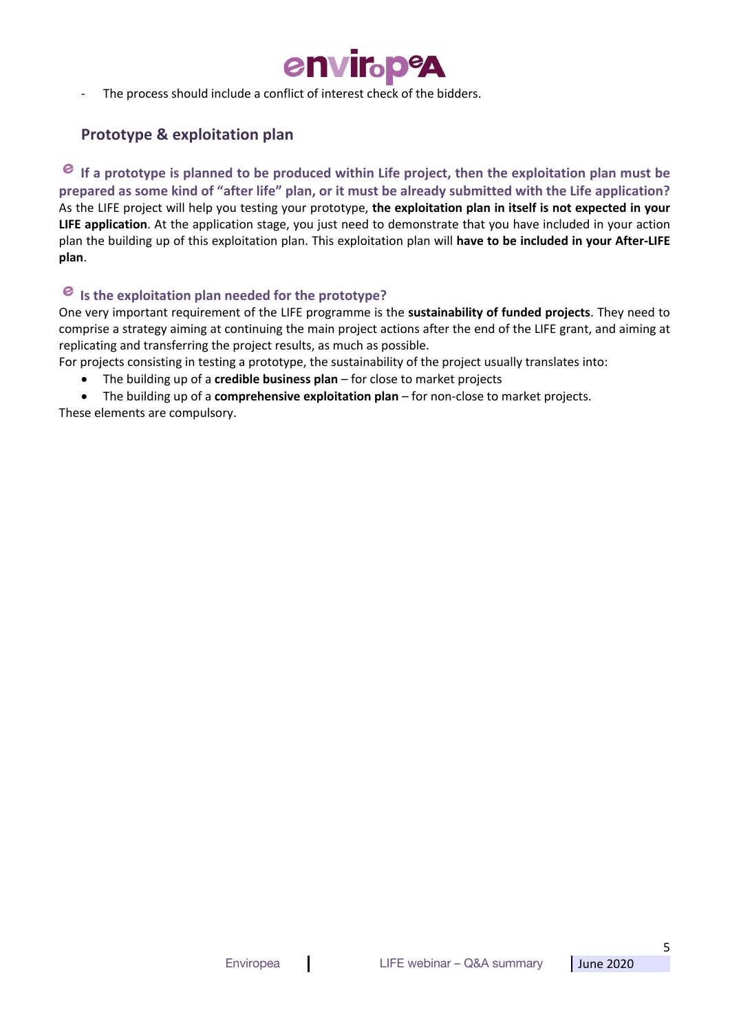- The process should include a conflict of interest check of the bidders.

## Prototype & exploitation plan

### If a prototype is planned to be produced within Life project, then the exploitation plan must be prepared as some kind of "after life" plan, or it must be already submitted with the Life application?

As the LIFE project will help you testing your prototype, **the exploitation plan in itself is not expected in your LIFE application**. At the application stage, you just need to demonstrate that you have included in your action plan the building up of this exploitation plan. This exploitation plan will **have to be included in your After-LIFE plan**.

### Is the exploitation plan needed for the prototype?

One very important requirement of the LIFE programme is the **sustainability of funded projects**. They need to comprise a strategy aiming at continuing the main project actions after the end of the LIFE grant, and aiming at replicating and transferring the project results, as much as possible.

For projects consisting in testing a prototype, the sustainability of the project usually translates into:

- The building up of a **credible business plan** – for close to market projects
- The building up of a **comprehensive exploitation plan** – for non-close to market projects.

These elements are compulsory.